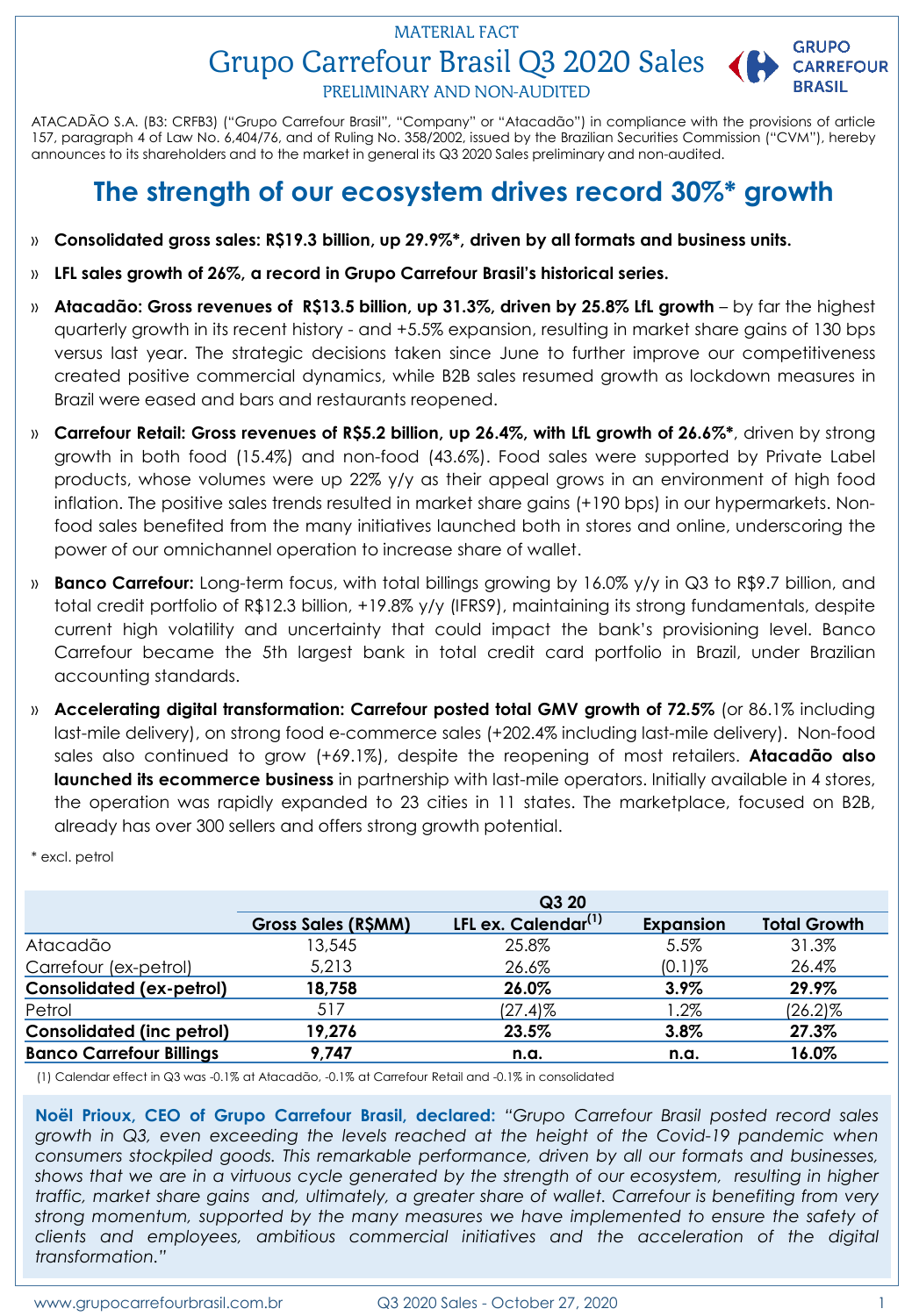MATERIAL FACT

# Grupo Carrefour Brasil Q3 2020 Sales

PRELIMINARY AND NON-AUDITED

ATACADÃO S.A. (B3: CRFB3) ("Grupo Carrefour Brasil", "Company" or "Atacadão") in compliance with the provisions of article 157, paragraph 4 of Law No. 6,404/76, and of Ruling No. 358/2002, issued by the Brazilian Securities Commission ("CVM"), hereby announces to its shareholders and to the market in general its Q3 2020 Sales preliminary and non-audited.

## The strength of our ecosystem drives record 30%* growth

- **Consolidated gross sales: R$19.3 billion, up 29.9%*, driven by all formats and business units.**
- **LFL sales growth of 26%, a record in Grupo Carrefour Brasil's historical series.**
- **Atacadão: Gross revenues of R$13.5 billion, up 31.3%, driven by 25.8% LfL growth** – by far the highest quarterly growth in its recent history - and +5.5% expansion, resulting in market share gains of 130 bps versus last year. The strategic decisions taken since June to further improve our competitiveness created positive commercial dynamics, while B2B sales resumed growth as lockdown measures in Brazil were eased and bars and restaurants reopened.
- **Carrefour Retail: Gross revenues of R$5.2 billion, up 26.4%, with LfL growth of 26.6%***, driven by strong growth in both food (15.4%) and non-food (43.6%). Food sales were supported by Private Label products, whose volumes were up 22% y/y as their appeal grows in an environment of high food inflation. The positive sales trends resulted in market share gains (+190 bps) in our hypermarkets. Non-food sales benefited from the many initiatives launched both in stores and online, underscoring the power of our omnichannel operation to increase share of wallet.
- **Banco Carrefour:** Long-term focus, with total billings growing by 16.0% y/y in Q3 to R$9.7 billion, and total credit portfolio of R$12.3 billion, +19.8% y/y (IFRS9), maintaining its strong fundamentals, despite current high volatility and uncertainty that could impact the bank's provisioning level. Banco Carrefour became the 5th largest bank in total credit card portfolio in Brazil, under Brazilian accounting standards.
- **Accelerating digital transformation: Carrefour posted total GMV growth of 72.5%** (or 86.1% including last-mile delivery), on strong food e-commerce sales (+202.4% including last-mile delivery). Non-food sales also continued to grow (+69.1%), despite the reopening of most retailers. **Atacadão also launched its ecommerce business** in partnership with last-mile operators. Initially available in 4 stores, the operation was rapidly expanded to 23 cities in 11 states. The marketplace, focused on B2B, already has over 300 sellers and offers strong growth potential.

\* excl. petrol

| | Q3 20 | | | |
|---|---|---|---|---|
| | **Gross Sales (R$MM)** | **LFL ex. Calendar[1]** | **Expansion** | **Total Growth** |
| Atacadão | 13,545 | 25.8% | 5.5% | 31.3% |
| Carrefour (ex-petrol) | 5,213 | 26.6% | (0.1)% | 26.4% |
| **Consolidated (ex-petrol)** | **18,758** | **26.0%** | **3.9%** | **29.9%** |
| Petrol | 517 | (27.4)% | 1.2% | (26.2)% |
| **Consolidated (inc petrol)** | **19,276** | **23.5%** | **3.8%** | **27.3%** |
| **Banco Carrefour Billings** | **9,747** | **n.a.** | **n.a.** | **16.0%** |

(1) Calendar effect in Q3 was -0.1% at Atacadão, -0.1% at Carrefour Retail and -0.1% in consolidated

**Noël Prioux, CEO of Grupo Carrefour Brasil, declared:** *"Grupo Carrefour Brasil posted record sales growth in Q3, even exceeding the levels reached at the height of the Covid-19 pandemic when consumers stockpiled goods. This remarkable performance, driven by all our formats and businesses, shows that we are in a virtuous cycle generated by the strength of our ecosystem, resulting in higher traffic, market share gains and, ultimately, a greater share of wallet. Carrefour is benefiting from very strong momentum, supported by the many measures we have implemented to ensure the safety of clients and employees, ambitious commercial initiatives and the acceleration of the digital transformation."*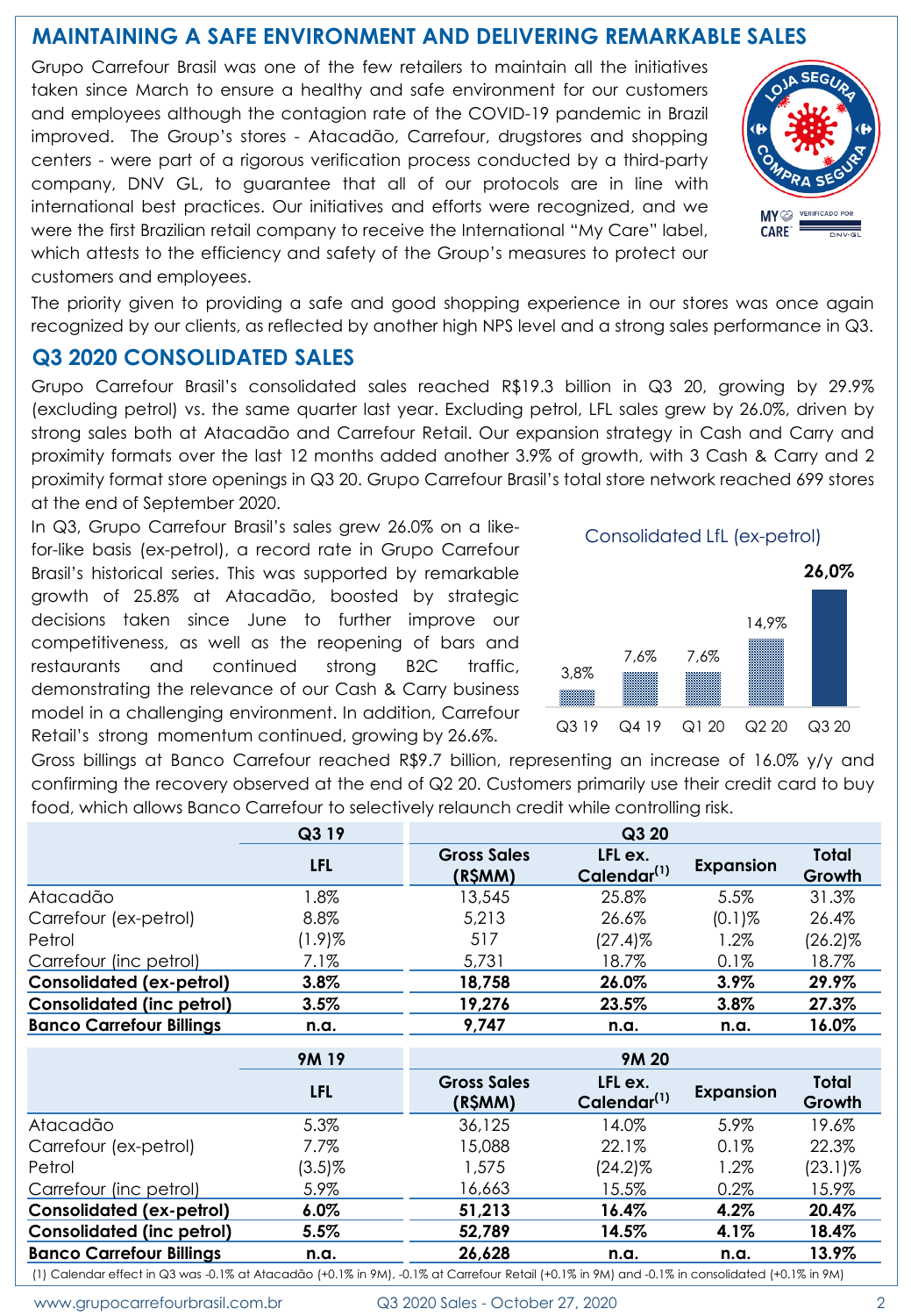## MAINTAINING A SAFE ENVIRONMENT AND DELIVERING REMARKABLE SALES

Grupo Carrefour Brasil was one of the few retailers to maintain all the initiatives taken since March to ensure a healthy and safe environment for our customers and employees although the contagion rate of the COVID-19 pandemic in Brazil improved. The Group's stores - Atacadão, Carrefour, drugstores and shopping centers - were part of a rigorous verification process conducted by a third-party company, DNV GL, to guarantee that all of our protocols are in line with international best practices. Our initiatives and efforts were recognized, and we were the first Brazilian retail company to receive the International "My Care" label, which attests to the efficiency and safety of the Group's measures to protect our customers and employees.

The priority given to providing a safe and good shopping experience in our stores was once again recognized by our clients, as reflected by another high NPS level and a strong sales performance in Q3.

## Q3 2020 CONSOLIDATED SALES

Grupo Carrefour Brasil's consolidated sales reached R$19.3 billion in Q3 20, growing by 29.9% (excluding petrol) vs. the same quarter last year. Excluding petrol, LFL sales grew by 26.0%, driven by strong sales both at Atacadão and Carrefour Retail. Our expansion strategy in Cash and Carry and proximity formats over the last 12 months added another 3.9% of growth, with 3 Cash & Carry and 2 proximity format store openings in Q3 20. Grupo Carrefour Brasil's total store network reached 699 stores at the end of September 2020.

In Q3, Grupo Carrefour Brasil's sales grew 26.0% on a like-for-like basis (ex-petrol), a record rate in Grupo Carrefour Brasil's historical series. This was supported by remarkable growth of 25.8% at Atacadão, boosted by strategic decisions taken since June to further improve our competitiveness, as well as the reopening of bars and restaurants and continued strong B2C traffic, demonstrating the relevance of our Cash & Carry business model in a challenging environment. In addition, Carrefour Retail's strong momentum continued, growing by 26.6%.

Consolidated LfL (ex-petrol)

| Q3 19 | Q4 19 | Q1 20 | Q2 20 | Q3 20 |
|---|---|---|---|---|
| 3,8% | 7,6% | 7,6% | 14,9% | 26,0% |

Gross billings at Banco Carrefour reached R$9.7 billion, representing an increase of 16.0% y/y and confirming the recovery observed at the end of Q2 20. Customers primarily use their credit card to buy food, which allows Banco Carrefour to selectively relaunch credit while controlling risk.

| | Q3 19 | Q3 20 | | | |
|---|---|---|---|---|---|
| | LFL | Gross Sales (R$MM) | LFL ex. Calendar(1) | Expansion | Total Growth |
| Atacadão | 1.8% | 13,545 | 25.8% | 5.5% | 31.3% |
| Carrefour (ex-petrol) | 8.8% | 5,213 | 26.6% | (0.1)% | 26.4% |
| Petrol | (1.9)% | 517 | (27.4)% | 1.2% | (26.2)% |
| Carrefour (inc petrol) | 7.1% | 5,731 | 18.7% | 0.1% | 18.7% |
| **Consolidated (ex-petrol)** | **3.8%** | **18,758** | **26.0%** | **3.9%** | **29.9%** |
| **Consolidated (inc petrol)** | **3.5%** | **19,276** | **23.5%** | **3.8%** | **27.3%** |
| **Banco Carrefour Billings** | **n.a.** | **9,747** | **n.a.** | **n.a.** | **16.0%** |

| | 9M 19 | 9M 20 | | | |
|---|---|---|---|---|---|
| | LFL | Gross Sales (R$MM) | LFL ex. Calendar(1) | Expansion | Total Growth |
| Atacadão | 5.3% | 36,125 | 14.0% | 5.9% | 19.6% |
| Carrefour (ex-petrol) | 7.7% | 15,088 | 22.1% | 0.1% | 22.3% |
| Petrol | (3.5)% | 1,575 | (24.2)% | 1.2% | (23.1)% |
| Carrefour (inc petrol) | 5.9% | 16,663 | 15.5% | 0.2% | 15.9% |
| **Consolidated (ex-petrol)** | **6.0%** | **51,213** | **16.4%** | **4.2%** | **20.4%** |
| **Consolidated (inc petrol)** | **5.5%** | **52,789** | **14.5%** | **4.1%** | **18.4%** |
| **Banco Carrefour Billings** | **n.a.** | **26,628** | **n.a.** | **n.a.** | **13.9%** |

(1) Calendar effect in Q3 was -0.1% at Atacadão (+0.1% in 9M), -0.1% at Carrefour Retail (+0.1% in 9M) and -0.1% in consolidated (+0.1% in 9M)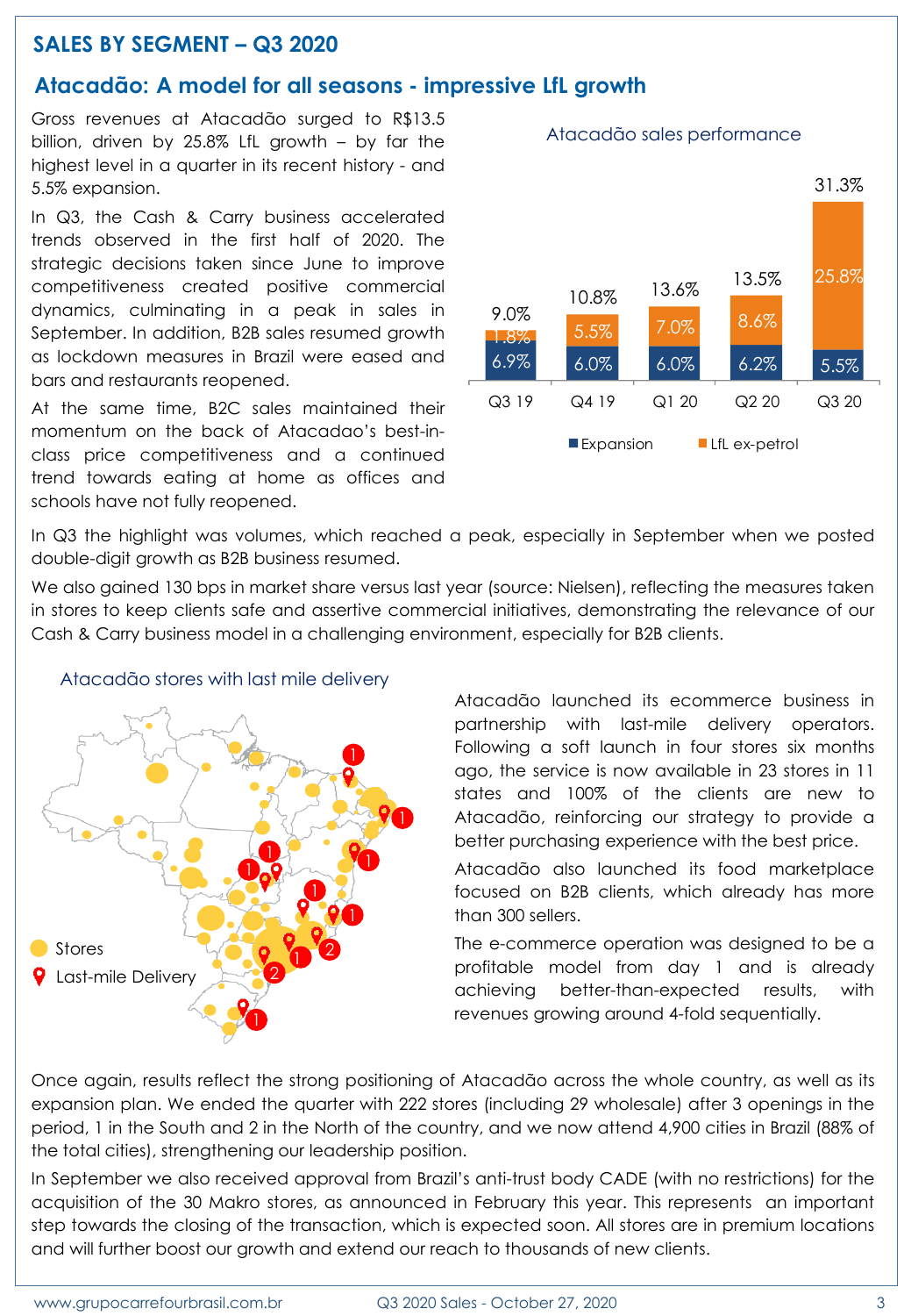## SALES BY SEGMENT – Q3 2020

### Atacadão: A model for all seasons - impressive LfL growth

Gross revenues at Atacadão surged to R$13.5 billion, driven by 25.8% LfL growth – by far the highest level in a quarter in its recent history - and 5.5% expansion.

In Q3, the Cash & Carry business accelerated trends observed in the first half of 2020. The strategic decisions taken since June to improve competitiveness created positive commercial dynamics, culminating in a peak in sales in September. In addition, B2B sales resumed growth as lockdown measures in Brazil were eased and bars and restaurants reopened.

At the same time, B2C sales maintained their momentum on the back of Atacadao's best-in-class price competitiveness and a continued trend towards eating at home as offices and schools have not fully reopened.

Atacadão sales performance

| | Q3 19 | Q4 19 | Q1 20 | Q2 20 | Q3 20 |
|---|---|---|---|---|---|
| Expansion | 6.9% | 6.0% | 6.0% | 6.2% | 5.5% |
| LfL ex-petrol | 1.8% | 5.5% | 7.0% | 8.6% | 25.8% |
| Total | 9.0% | 10.8% | 13.6% | 13.5% | 31.3% |

In Q3 the highlight was volumes, which reached a peak, especially in September when we posted double-digit growth as B2B business resumed.

We also gained 130 bps in market share versus last year (source: Nielsen), reflecting the measures taken in stores to keep clients safe and assertive commercial initiatives, demonstrating the relevance of our Cash & Carry business model in a challenging environment, especially for B2B clients.

Atacadão stores with last mile delivery

Stores
Last-mile Delivery

Atacadão launched its ecommerce business in partnership with last-mile delivery operators. Following a soft launch in four stores six months ago, the service is now available in 23 stores in 11 states and 100% of the clients are new to Atacadão, reinforcing our strategy to provide a better purchasing experience with the best price.

Atacadão also launched its food marketplace focused on B2B clients, which already has more than 300 sellers.

The e-commerce operation was designed to be a profitable model from day 1 and is already achieving better-than-expected results, with revenues growing around 4-fold sequentially.

Once again, results reflect the strong positioning of Atacadão across the whole country, as well as its expansion plan. We ended the quarter with 222 stores (including 29 wholesale) after 3 openings in the period, 1 in the South and 2 in the North of the country, and we now attend 4,900 cities in Brazil (88% of the total cities), strengthening our leadership position.

In September we also received approval from Brazil's anti-trust body CADE (with no restrictions) for the acquisition of the 30 Makro stores, as announced in February this year. This represents an important step towards the closing of the transaction, which is expected soon. All stores are in premium locations and will further boost our growth and extend our reach to thousands of new clients.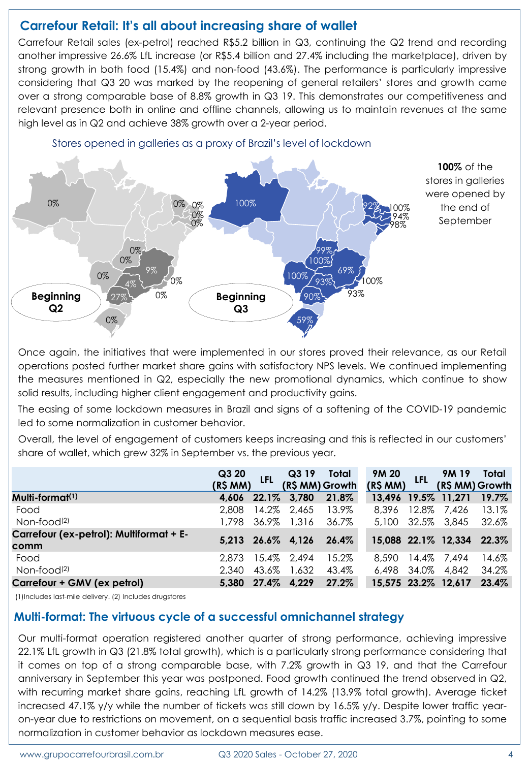## Carrefour Retail: It's all about increasing share of wallet

Carrefour Retail sales (ex-petrol) reached R$5.2 billion in Q3, continuing the Q2 trend and recording another impressive 26.6% LfL increase (or R$5.4 billion and 27.4% including the marketplace), driven by strong growth in both food (15.4%) and non-food (43.6%). The performance is particularly impressive considering that Q3 20 was marked by the reopening of general retailers' stores and growth came over a strong comparable base of 8.8% growth in Q3 19. This demonstrates our competitiveness and relevant presence both in online and offline channels, allowing us to maintain revenues at the same high level as in Q2 and achieve 38% growth over a 2-year period.

Stores opened in galleries as a proxy of Brazil's level of lockdown

Beginning Q2: 0%, 0%, 0%, 0%, 0%, 0%, 0%, 0%, 9%, 4%, 0%, 27%, 0%, 0%

Beginning Q3: 100%, 92%, 100%, 94%, 98%, 99%, 100%, 100%, 69%, 93%, 100%, 90%, 93%, 59%

**100%** of the stores in galleries were opened by the end of September

Once again, the initiatives that were implemented in our stores proved their relevance, as our Retail operations posted further market share gains with satisfactory NPS levels. We continued implementing the measures mentioned in Q2, especially the new promotional dynamics, which continue to show solid results, including higher client engagement and productivity gains.

The easing of some lockdown measures in Brazil and signs of a softening of the COVID-19 pandemic led to some normalization in customer behavior.

Overall, the level of engagement of customers keeps increasing and this is reflected in our customers' share of wallet, which grew 32% in September vs. the previous year.

| | Q3 20 (R$ MM) | LFL | Q3 19 (R$ MM) | Total Growth | 9M 20 (R$ MM) | LFL | 9M 19 (R$ MM) | Total Growth |
|---|---|---|---|---|---|---|---|---|
| **Multi-format[1]** | **4,606** | **22.1%** | **3,780** | **21.8%** | **13,496** | **19.5%** | **11,271** | **19.7%** |
| Food | 2,808 | 14.2% | 2,465 | 13.9% | 8,396 | 12.8% | 7,426 | 13.1% |
| Non-food[2] | 1,798 | 36.9% | 1,316 | 36.7% | 5,100 | 32.5% | 3,845 | 32.6% |
| **Carrefour (ex-petrol): Multiformat + E-comm** | **5,213** | **26.6%** | **4,126** | **26.4%** | **15,088** | **22.1%** | **12,334** | **22.3%** |
| Food | 2,873 | 15.4% | 2,494 | 15.2% | 8,590 | 14.4% | 7,494 | 14.6% |
| Non-food[2] | 2,340 | 43.6% | 1,632 | 43.4% | 6,498 | 34.0% | 4,842 | 34.2% |
| **Carrefour + GMV (ex petrol)** | **5,380** | **27.4%** | **4,229** | **27.2%** | **15,575** | **23.2%** | **12,617** | **23.4%** |

(1)Includes last-mile delivery. (2) Includes drugstores

## Multi-format: The virtuous cycle of a successful omnichannel strategy

Our multi-format operation registered another quarter of strong performance, achieving impressive 22.1% LfL growth in Q3 (21.8% total growth), which is a particularly strong performance considering that it comes on top of a strong comparable base, with 7.2% growth in Q3 19, and that the Carrefour anniversary in September this year was postponed. Food growth continued the trend observed in Q2, with recurring market share gains, reaching LfL growth of 14.2% (13.9% total growth). Average ticket increased 47.1% y/y while the number of tickets was still down by 16.5% y/y. Despite lower traffic year-on-year due to restrictions on movement, on a sequential basis traffic increased 3.7%, pointing to some normalization in customer behavior as lockdown measures ease.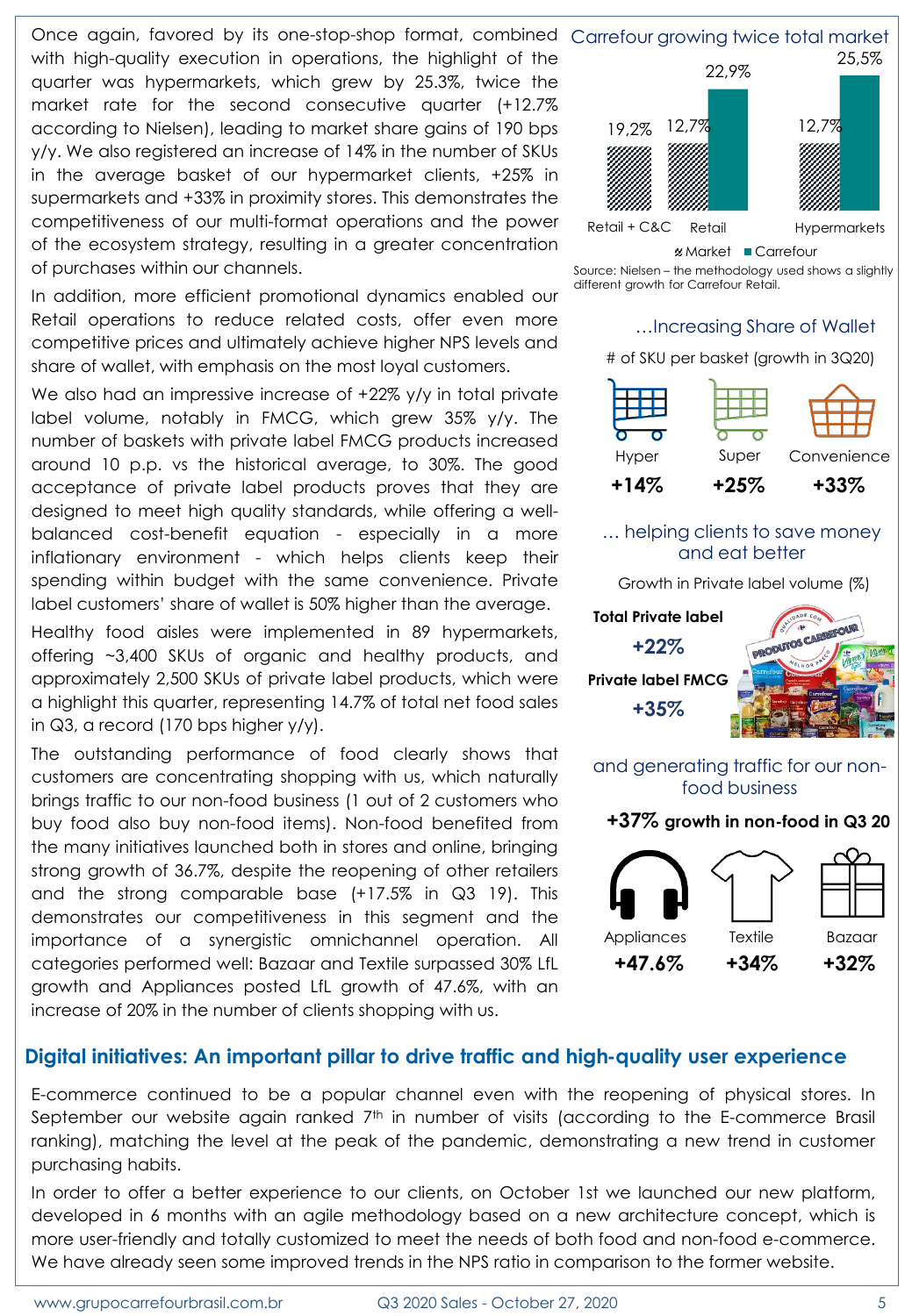Once again, favored by its one-stop-shop format, combined with high-quality execution in operations, the highlight of the quarter was hypermarkets, which grew by 25.3%, twice the market rate for the second consecutive quarter (+12.7% according to Nielsen), leading to market share gains of 190 bps y/y. We also registered an increase of 14% in the number of SKUs in the average basket of our hypermarket clients, +25% in supermarkets and +33% in proximity stores. This demonstrates the competitiveness of our multi-format operations and the power of the ecosystem strategy, resulting in a greater concentration of purchases within our channels.

In addition, more efficient promotional dynamics enabled our Retail operations to reduce related costs, offer even more competitive prices and ultimately achieve higher NPS levels and share of wallet, with emphasis on the most loyal customers.

We also had an impressive increase of +22% y/y in total private label volume, notably in FMCG, which grew 35% y/y. The number of baskets with private label FMCG products increased around 10 p.p. vs the historical average, to 30%. The good acceptance of private label products proves that they are designed to meet high quality standards, while offering a well-balanced cost-benefit equation - especially in a more inflationary environment - which helps clients keep their spending within budget with the same convenience. Private label customers' share of wallet is 50% higher than the average.

Healthy food aisles were implemented in 89 hypermarkets, offering ~3,400 SKUs of organic and healthy products, and approximately 2,500 SKUs of private label products, which were a highlight this quarter, representing 14.7% of total net food sales in Q3, a record (170 bps higher y/y).

The outstanding performance of food clearly shows that customers are concentrating shopping with us, which naturally brings traffic to our non-food business (1 out of 2 customers who buy food also buy non-food items). Non-food benefited from the many initiatives launched both in stores and online, bringing strong growth of 36.7%, despite the reopening of other retailers and the strong comparable base (+17.5% in Q3 19). This demonstrates our competitiveness in this segment and the importance of a synergistic omnichannel operation. All categories performed well: Bazaar and Textile surpassed 30% LfL growth and Appliances posted LfL growth of 47.6%, with an increase of 20% in the number of clients shopping with us.

**Carrefour growing twice total market**

| | Market | Carrefour |
|---|---|---|
| Retail + C&C | 19,2% | |
| Retail | 12,7% | 22,9% |
| Hypermarkets | 12,7% | 25,5% |

Source: Nielsen – the methodology used shows a slightly different growth for Carrefour Retail.

**…Increasing Share of Wallet**

# of SKU per basket (growth in 3Q20)

| Hyper | Super | Convenience |
|---|---|---|
| +14% | +25% | +33% |

**… helping clients to save money and eat better**

Growth in Private label volume (%)

**Total Private label** +22%

**Private label FMCG** +35%

**and generating traffic for our non-food business**

**+37% growth in non-food in Q3 20**

| Appliances | Textile | Bazaar |
|---|---|---|
| +47.6% | +34% | +32% |

## Digital initiatives: An important pillar to drive traffic and high-quality user experience

E-commerce continued to be a popular channel even with the reopening of physical stores. In September our website again ranked 7th in number of visits (according to the E-commerce Brasil ranking), matching the level at the peak of the pandemic, demonstrating a new trend in customer purchasing habits.

In order to offer a better experience to our clients, on October 1st we launched our new platform, developed in 6 months with an agile methodology based on a new architecture concept, which is more user-friendly and totally customized to meet the needs of both food and non-food e-commerce. We have already seen some improved trends in the NPS ratio in comparison to the former website.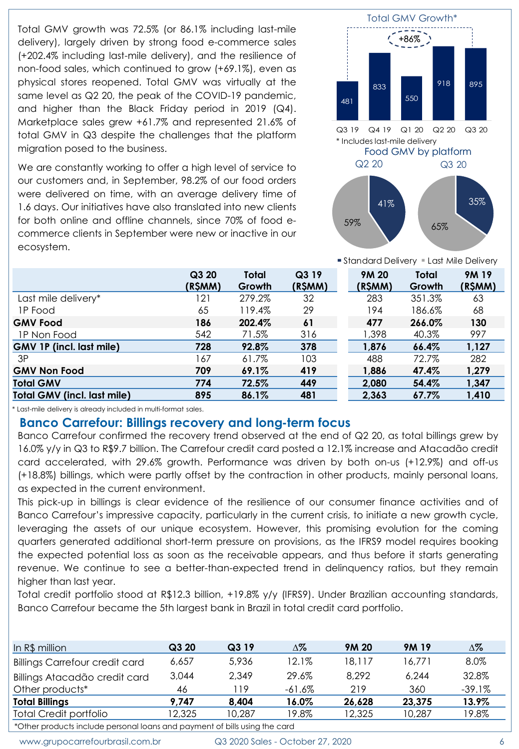Total GMV growth was 72.5% (or 86.1% including last-mile delivery), largely driven by strong food e-commerce sales (+202.4% including last-mile delivery), and the resilience of non-food sales, which continued to grow (+69.1%), even as physical stores reopened. Total GMV was virtually at the same level as Q2 20, the peak of the COVID-19 pandemic, and higher than the Black Friday period in 2019 (Q4). Marketplace sales grew +61.7% and represented 21.6% of total GMV in Q3 despite the challenges that the platform migration posed to the business.

We are constantly working to offer a high level of service to our customers and, in September, 98.2% of our food orders were delivered on time, with an average delivery time of 1.6 days. Our initiatives have also translated into new clients for both online and offline channels, since 70% of food e-commerce clients in September were new or inactive in our ecosystem.

Total GMV Growth*

| Q3 19 | Q4 19 | Q1 20 | Q2 20 | Q3 20 |
|---|---|---|---|---|
| 481 | 833 | 550 | 918 | 895 |

+86%

\* Includes last-mile delivery

Food GMV by platform

| | Q2 20 | Q3 20 |
|---|---|---|
| Standard Delivery | 41% | 35% |
| Last Mile Delivery | 59% | 65% |

| | Q3 20 (R$MM) | Total Growth | Q3 19 (R$MM) | 9M 20 (R$MM) | Total Growth | 9M 19 (R$MM) |
|---|---|---|---|---|---|---|
| Last mile delivery* | 121 | 279.2% | 32 | 283 | 351.3% | 63 |
| 1P Food | 65 | 119.4% | 29 | 194 | 186.6% | 68 |
| **GMV Food** | **186** | **202.4%** | **61** | **477** | **266.0%** | **130** |
| 1P Non Food | 542 | 71.5% | 316 | 1,398 | 40.3% | 997 |
| **GMV 1P (incl. last mile)** | **728** | **92.8%** | **378** | **1,876** | **66.4%** | **1,127** |
| 3P | 167 | 61.7% | 103 | 488 | 72.7% | 282 |
| **GMV Non Food** | **709** | **69.1%** | **419** | **1,886** | **47.4%** | **1,279** |
| **Total GMV** | **774** | **72.5%** | **449** | **2,080** | **54.4%** | **1,347** |
| **Total GMV (incl. last mile)** | **895** | **86.1%** | **481** | **2,363** | **67.7%** | **1,410** |

\* Last-mile delivery is already included in multi-format sales.

## Banco Carrefour: Billings recovery and long-term focus

Banco Carrefour confirmed the recovery trend observed at the end of Q2 20, as total billings grew by 16.0% y/y in Q3 to R$9.7 billion. The Carrefour credit card posted a 12.1% increase and Atacadão credit card accelerated, with 29.6% growth. Performance was driven by both on-us (+12.9%) and off-us (+18.8%) billings, which were partly offset by the contraction in other products, mainly personal loans, as expected in the current environment.

This pick-up in billings is clear evidence of the resilience of our consumer finance activities and of Banco Carrefour's impressive capacity, particularly in the current crisis, to initiate a new growth cycle, leveraging the assets of our unique ecosystem. However, this promising evolution for the coming quarters generated additional short-term pressure on provisions, as the IFRS9 model requires booking the expected potential loss as soon as the receivable appears, and thus before it starts generating revenue. We continue to see a better-than-expected trend in delinquency ratios, but they remain higher than last year.

Total credit portfolio stood at R$12.3 billion, +19.8% y/y (IFRS9). Under Brazilian accounting standards, Banco Carrefour became the 5th largest bank in Brazil in total credit card portfolio.

| In R$ million | Q3 20 | Q3 19 | Δ% | 9M 20 | 9M 19 | Δ% |
|---|---|---|---|---|---|---|
| Billings Carrefour credit card | 6,657 | 5,936 | 12.1% | 18,117 | 16,771 | 8.0% |
| Billings Atacadão credit card | 3,044 | 2,349 | 29.6% | 8,292 | 6,244 | 32.8% |
| Other products* | 46 | 119 | -61.6% | 219 | 360 | -39.1% |
| **Total Billings** | **9,747** | **8,404** | **16.0%** | **26,628** | **23,375** | **13.9%** |
| Total Credit portfolio | 12,325 | 10,287 | 19.8% | 12,325 | 10,287 | 19.8% |

*Other products include personal loans and payment of bills using the card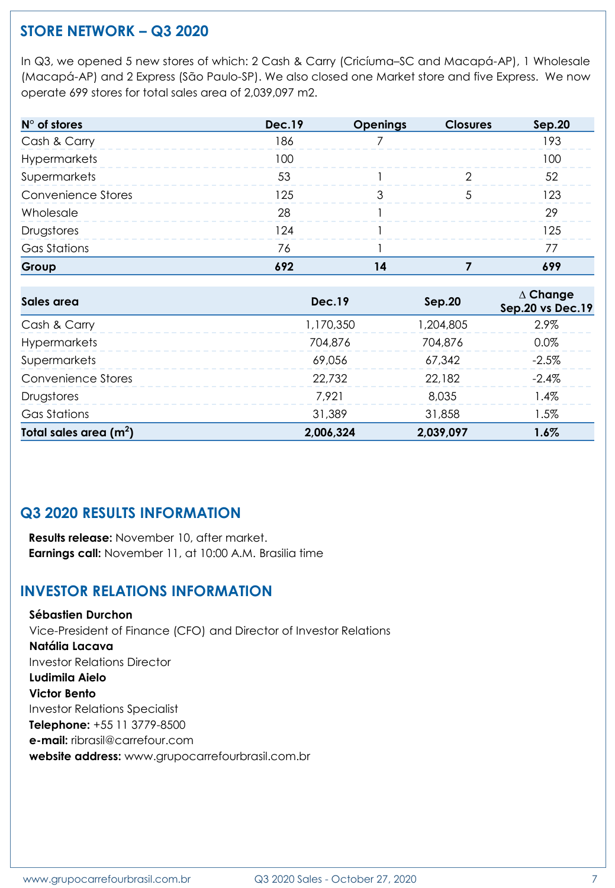## STORE NETWORK – Q3 2020

In Q3, we opened 5 new stores of which: 2 Cash & Carry (Criciúma–SC and Macapá-AP), 1 Wholesale (Macapá-AP) and 2 Express (São Paulo-SP). We also closed one Market store and five Express. We now operate 699 stores for total sales area of 2,039,097 m2.

| N° of stores | Dec.19 | Openings | Closures | Sep.20 |
|---|---|---|---|---|
| Cash & Carry | 186 | 7 | | 193 |
| Hypermarkets | 100 | | | 100 |
| Supermarkets | 53 | 1 | 2 | 52 |
| Convenience Stores | 125 | 3 | 5 | 123 |
| Wholesale | 28 | 1 | | 29 |
| Drugstores | 124 | 1 | | 125 |
| Gas Stations | 76 | 1 | | 77 |
| **Group** | **692** | **14** | **7** | **699** |

| Sales area | Dec.19 | Sep.20 | ∆ Change Sep.20 vs Dec.19 |
|---|---|---|---|
| Cash & Carry | 1,170,350 | 1,204,805 | 2.9% |
| Hypermarkets | 704,876 | 704,876 | 0.0% |
| Supermarkets | 69,056 | 67,342 | -2.5% |
| Convenience Stores | 22,732 | 22,182 | -2.4% |
| Drugstores | 7,921 | 8,035 | 1.4% |
| Gas Stations | 31,389 | 31,858 | 1.5% |
| **Total sales area ($m^2$)** | **2,006,324** | **2,039,097** | **1.6%** |

## Q3 2020 RESULTS INFORMATION

**Results release:** November 10, after market.
**Earnings call:** November 11, at 10:00 A.M. Brasilia time

## INVESTOR RELATIONS INFORMATION

**Sébastien Durchon**
Vice-President of Finance (CFO) and Director of Investor Relations
**Natália Lacava**
Investor Relations Director
**Ludimila Aielo**
**Victor Bento**
Investor Relations Specialist
**Telephone:** +55 11 3779-8500
**e-mail:** ribrasil@carrefour.com
**website address:** www.grupocarrefourbrasil.com.br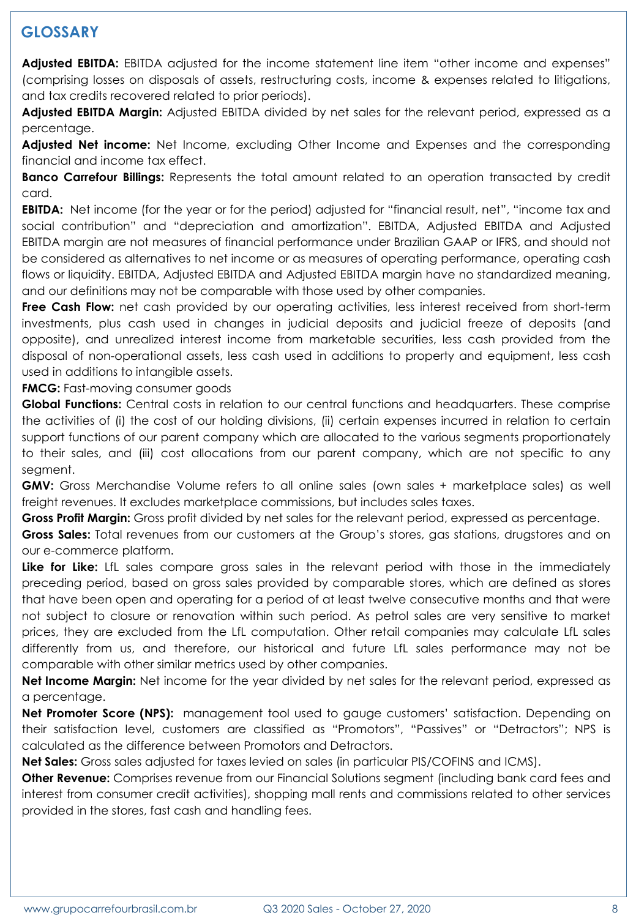## GLOSSARY

**Adjusted EBITDA:** EBITDA adjusted for the income statement line item "other income and expenses" (comprising losses on disposals of assets, restructuring costs, income & expenses related to litigations, and tax credits recovered related to prior periods).

**Adjusted EBITDA Margin:** Adjusted EBITDA divided by net sales for the relevant period, expressed as a percentage.

**Adjusted Net income:** Net Income, excluding Other Income and Expenses and the corresponding financial and income tax effect.

**Banco Carrefour Billings:** Represents the total amount related to an operation transacted by credit card.

**EBITDA:** Net income (for the year or for the period) adjusted for "financial result, net", "income tax and social contribution" and "depreciation and amortization". EBITDA, Adjusted EBITDA and Adjusted EBITDA margin are not measures of financial performance under Brazilian GAAP or IFRS, and should not be considered as alternatives to net income or as measures of operating performance, operating cash flows or liquidity. EBITDA, Adjusted EBITDA and Adjusted EBITDA margin have no standardized meaning, and our definitions may not be comparable with those used by other companies.

**Free Cash Flow:** net cash provided by our operating activities, less interest received from short-term investments, plus cash used in changes in judicial deposits and judicial freeze of deposits (and opposite), and unrealized interest income from marketable securities, less cash provided from the disposal of non-operational assets, less cash used in additions to property and equipment, less cash used in additions to intangible assets.

**FMCG:** Fast-moving consumer goods

**Global Functions:** Central costs in relation to our central functions and headquarters. These comprise the activities of (i) the cost of our holding divisions, (ii) certain expenses incurred in relation to certain support functions of our parent company which are allocated to the various segments proportionately to their sales, and (iii) cost allocations from our parent company, which are not specific to any segment.

**GMV:** Gross Merchandise Volume refers to all online sales (own sales + marketplace sales) as well freight revenues. It excludes marketplace commissions, but includes sales taxes.

**Gross Profit Margin:** Gross profit divided by net sales for the relevant period, expressed as percentage.

**Gross Sales:** Total revenues from our customers at the Group's stores, gas stations, drugstores and on our e-commerce platform.

**Like for Like:** LfL sales compare gross sales in the relevant period with those in the immediately preceding period, based on gross sales provided by comparable stores, which are defined as stores that have been open and operating for a period of at least twelve consecutive months and that were not subject to closure or renovation within such period. As petrol sales are very sensitive to market prices, they are excluded from the LfL computation. Other retail companies may calculate LfL sales differently from us, and therefore, our historical and future LfL sales performance may not be comparable with other similar metrics used by other companies.

**Net Income Margin:** Net income for the year divided by net sales for the relevant period, expressed as a percentage.

**Net Promoter Score (NPS):** management tool used to gauge customers' satisfaction. Depending on their satisfaction level, customers are classified as "Promotors", "Passives" or "Detractors"; NPS is calculated as the difference between Promotors and Detractors.

**Net Sales:** Gross sales adjusted for taxes levied on sales (in particular PIS/COFINS and ICMS).

**Other Revenue:** Comprises revenue from our Financial Solutions segment (including bank card fees and interest from consumer credit activities), shopping mall rents and commissions related to other services provided in the stores, fast cash and handling fees.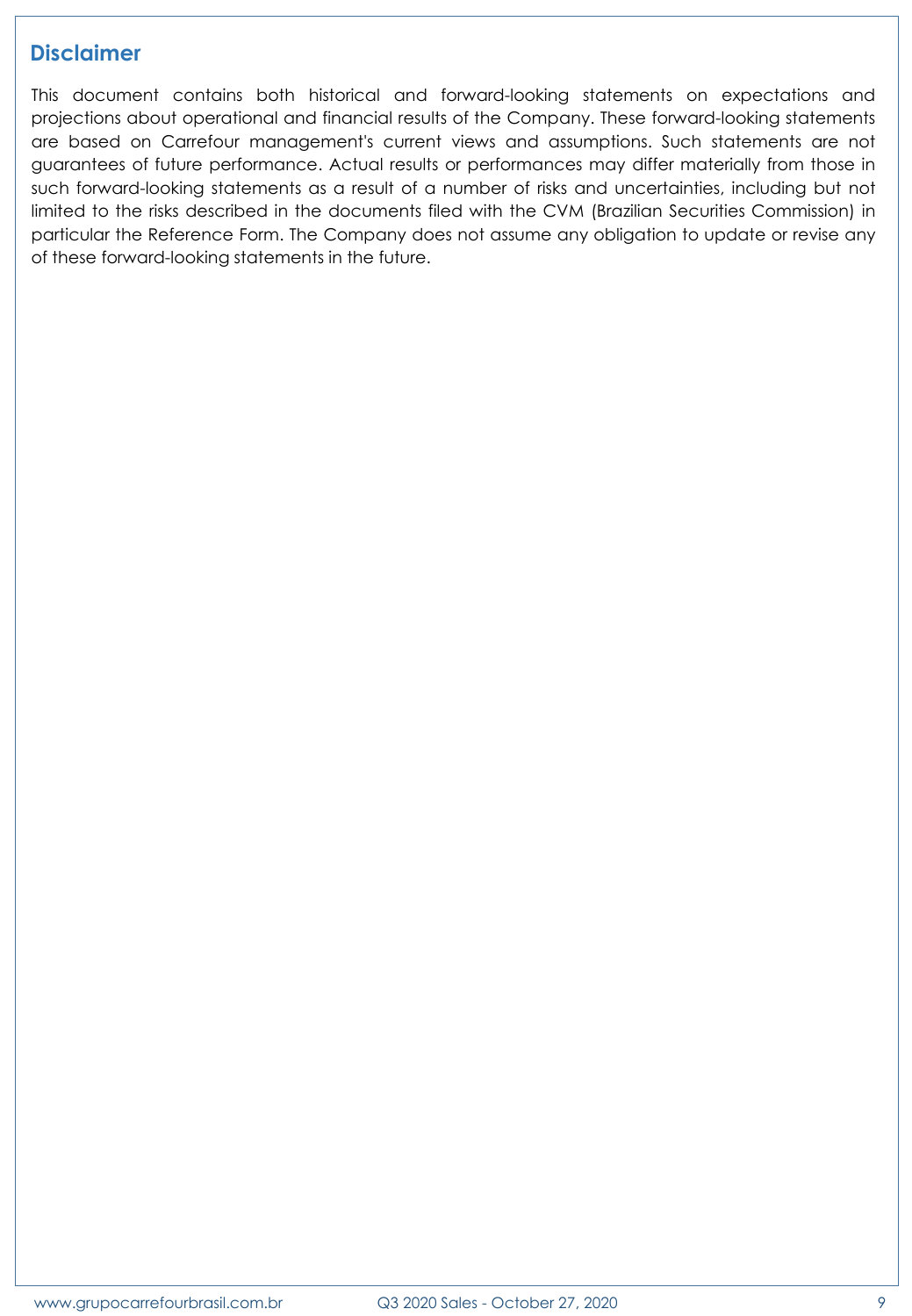## Disclaimer

This document contains both historical and forward-looking statements on expectations and projections about operational and financial results of the Company. These forward-looking statements are based on Carrefour management's current views and assumptions. Such statements are not guarantees of future performance. Actual results or performances may differ materially from those in such forward-looking statements as a result of a number of risks and uncertainties, including but not limited to the risks described in the documents filed with the CVM (Brazilian Securities Commission) in particular the Reference Form. The Company does not assume any obligation to update or revise any of these forward-looking statements in the future.